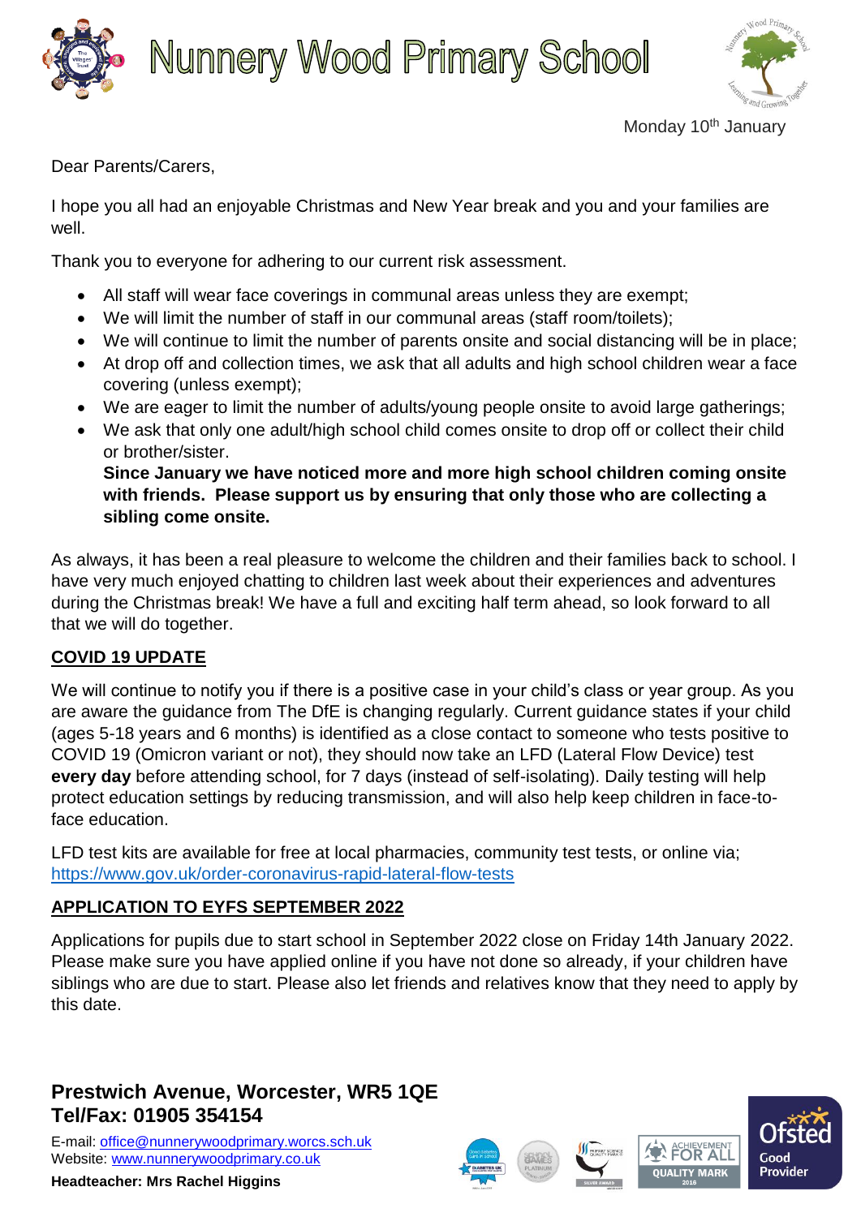# Nunnery Wood Primary School

Monday 10th January

Dear Parents/Carers,

I hope you all had an enjoyable Christmas and New Year break and you and your families are well.

Thank you to everyone for adhering to our current risk assessment.

- All staff will wear face coverings in communal areas unless they are exempt;
- We will limit the number of staff in our communal areas (staff room/toilets);
- We will continue to limit the number of parents onsite and social distancing will be in place;
- At drop off and collection times, we ask that all adults and high school children wear a face covering (unless exempt);
- We are eager to limit the number of adults/young people onsite to avoid large gatherings;
- We ask that only one adult/high school child comes onsite to drop off or collect their child or brother/sister.
  **Since January we have noticed more and more high school children coming onsite with friends. Please support us by ensuring that only those who are collecting a sibling come onsite.**

As always, it has been a real pleasure to welcome the children and their families back to school. I have very much enjoyed chatting to children last week about their experiences and adventures during the Christmas break! We have a full and exciting half term ahead, so look forward to all that we will do together.

## COVID 19 UPDATE

We will continue to notify you if there is a positive case in your child's class or year group. As you are aware the guidance from The DfE is changing regularly. Current guidance states if your child (ages 5-18 years and 6 months) is identified as a close contact to someone who tests positive to COVID 19 (Omicron variant or not), they should now take an LFD (Lateral Flow Device) test **every day** before attending school, for 7 days (instead of self-isolating). Daily testing will help protect education settings by reducing transmission, and will also help keep children in face-to-face education.

LFD test kits are available for free at local pharmacies, community test tests, or online via; https://www.gov.uk/order-coronavirus-rapid-lateral-flow-tests

## APPLICATION TO EYFS SEPTEMBER 2022

Applications for pupils due to start school in September 2022 close on Friday 14th January 2022. Please make sure you have applied online if you have not done so already, if your children have siblings who are due to start. Please also let friends and relatives know that they need to apply by this date.

**Prestwich Avenue, Worcester, WR5 1QE**
**Tel/Fax: 01905 354154**

E-mail: office@nunnerywoodprimary.worcs.sch.uk
Website: www.nunnerywoodprimary.co.uk

**Headteacher: Mrs Rachel Higgins**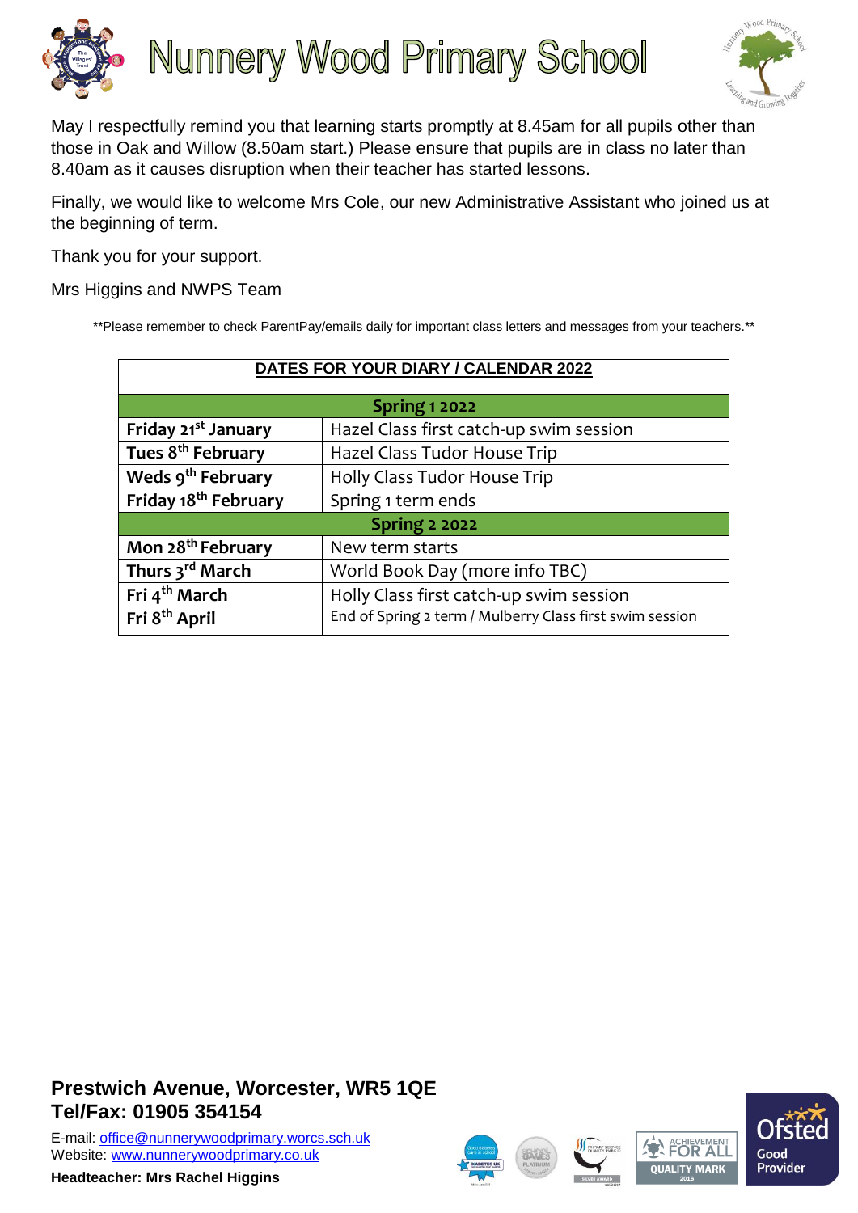# Nunnery Wood Primary School

May I respectfully remind you that learning starts promptly at 8.45am for all pupils other than those in Oak and Willow (8.50am start.) Please ensure that pupils are in class no later than 8.40am as it causes disruption when their teacher has started lessons.

Finally, we would like to welcome Mrs Cole, our new Administrative Assistant who joined us at the beginning of term.

Thank you for your support.

Mrs Higgins and NWPS Team

**Please remember to check ParentPay/emails daily for important class letters and messages from your teachers.**

| DATES FOR YOUR DIARY / CALENDAR 2022 | |
|---|---|
| **Spring 1 2022** | |
| **Friday 21st January** | Hazel Class first catch-up swim session |
| **Tues 8th February** | Hazel Class Tudor House Trip |
| **Weds 9th February** | Holly Class Tudor House Trip |
| **Friday 18th February** | Spring 1 term ends |
| **Spring 2 2022** | |
| **Mon 28th February** | New term starts |
| **Thurs 3rd March** | World Book Day (more info TBC) |
| **Fri 4th March** | Holly Class first catch-up swim session |
| **Fri 8th April** | End of Spring 2 term / Mulberry Class first swim session |

**Prestwich Avenue, Worcester, WR5 1QE**
**Tel/Fax: 01905 354154**

E-mail: office@nunnerywoodprimary.worcs.sch.uk
Website: www.nunnerywoodprimary.co.uk

**Headteacher: Mrs Rachel Higgins**